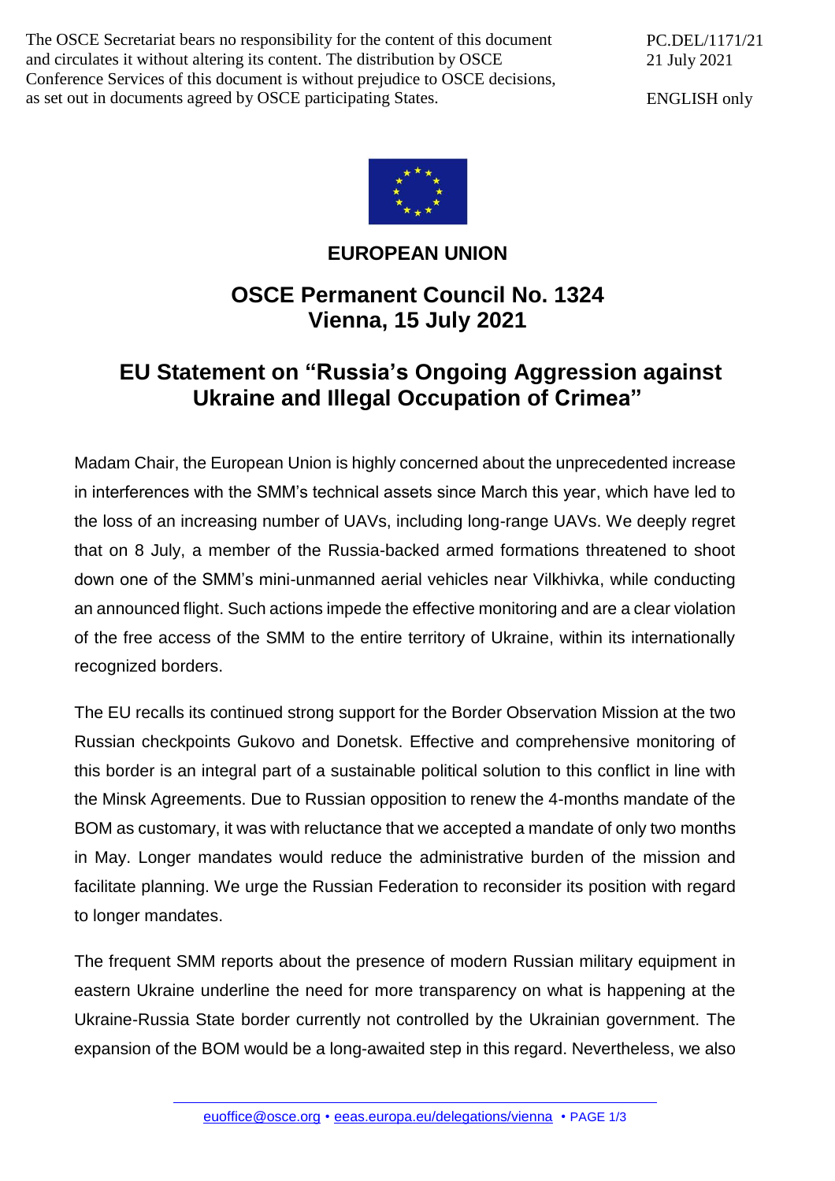The OSCE Secretariat bears no responsibility for the content of this document and circulates it without altering its content. The distribution by OSCE Conference Services of this document is without prejudice to OSCE decisions, as set out in documents agreed by OSCE participating States.

PC.DEL/1171/21
21 July 2021

ENGLISH only

**EUROPEAN UNION**

## OSCE Permanent Council No. 1324
## Vienna, 15 July 2021

# EU Statement on "Russia's Ongoing Aggression against Ukraine and Illegal Occupation of Crimea"

Madam Chair, the European Union is highly concerned about the unprecedented increase in interferences with the SMM's technical assets since March this year, which have led to the loss of an increasing number of UAVs, including long-range UAVs. We deeply regret that on 8 July, a member of the Russia-backed armed formations threatened to shoot down one of the SMM's mini-unmanned aerial vehicles near Vilkhivka, while conducting an announced flight. Such actions impede the effective monitoring and are a clear violation of the free access of the SMM to the entire territory of Ukraine, within its internationally recognized borders.

The EU recalls its continued strong support for the Border Observation Mission at the two Russian checkpoints Gukovo and Donetsk. Effective and comprehensive monitoring of this border is an integral part of a sustainable political solution to this conflict in line with the Minsk Agreements. Due to Russian opposition to renew the 4-months mandate of the BOM as customary, it was with reluctance that we accepted a mandate of only two months in May. Longer mandates would reduce the administrative burden of the mission and facilitate planning. We urge the Russian Federation to reconsider its position with regard to longer mandates.

The frequent SMM reports about the presence of modern Russian military equipment in eastern Ukraine underline the need for more transparency on what is happening at the Ukraine-Russia State border currently not controlled by the Ukrainian government. The expansion of the BOM would be a long-awaited step in this regard. Nevertheless, we also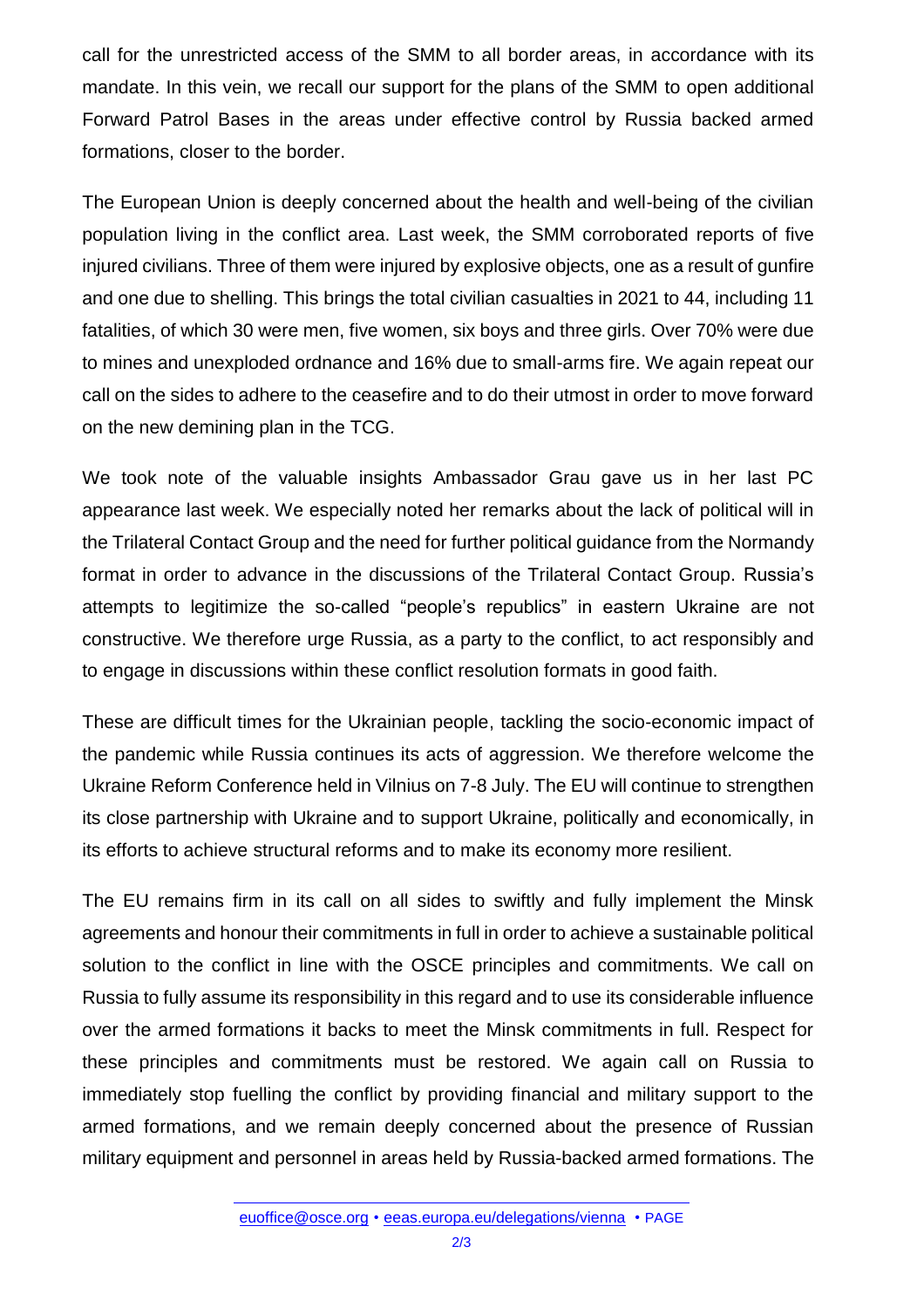call for the unrestricted access of the SMM to all border areas, in accordance with its mandate. In this vein, we recall our support for the plans of the SMM to open additional Forward Patrol Bases in the areas under effective control by Russia backed armed formations, closer to the border.

The European Union is deeply concerned about the health and well-being of the civilian population living in the conflict area. Last week, the SMM corroborated reports of five injured civilians. Three of them were injured by explosive objects, one as a result of gunfire and one due to shelling. This brings the total civilian casualties in 2021 to 44, including 11 fatalities, of which 30 were men, five women, six boys and three girls. Over 70% were due to mines and unexploded ordnance and 16% due to small-arms fire. We again repeat our call on the sides to adhere to the ceasefire and to do their utmost in order to move forward on the new demining plan in the TCG.

We took note of the valuable insights Ambassador Grau gave us in her last PC appearance last week. We especially noted her remarks about the lack of political will in the Trilateral Contact Group and the need for further political guidance from the Normandy format in order to advance in the discussions of the Trilateral Contact Group. Russia's attempts to legitimize the so-called "people's republics" in eastern Ukraine are not constructive. We therefore urge Russia, as a party to the conflict, to act responsibly and to engage in discussions within these conflict resolution formats in good faith.

These are difficult times for the Ukrainian people, tackling the socio-economic impact of the pandemic while Russia continues its acts of aggression. We therefore welcome the Ukraine Reform Conference held in Vilnius on 7-8 July. The EU will continue to strengthen its close partnership with Ukraine and to support Ukraine, politically and economically, in its efforts to achieve structural reforms and to make its economy more resilient.

The EU remains firm in its call on all sides to swiftly and fully implement the Minsk agreements and honour their commitments in full in order to achieve a sustainable political solution to the conflict in line with the OSCE principles and commitments. We call on Russia to fully assume its responsibility in this regard and to use its considerable influence over the armed formations it backs to meet the Minsk commitments in full. Respect for these principles and commitments must be restored. We again call on Russia to immediately stop fuelling the conflict by providing financial and military support to the armed formations, and we remain deeply concerned about the presence of Russian military equipment and personnel in areas held by Russia-backed armed formations. The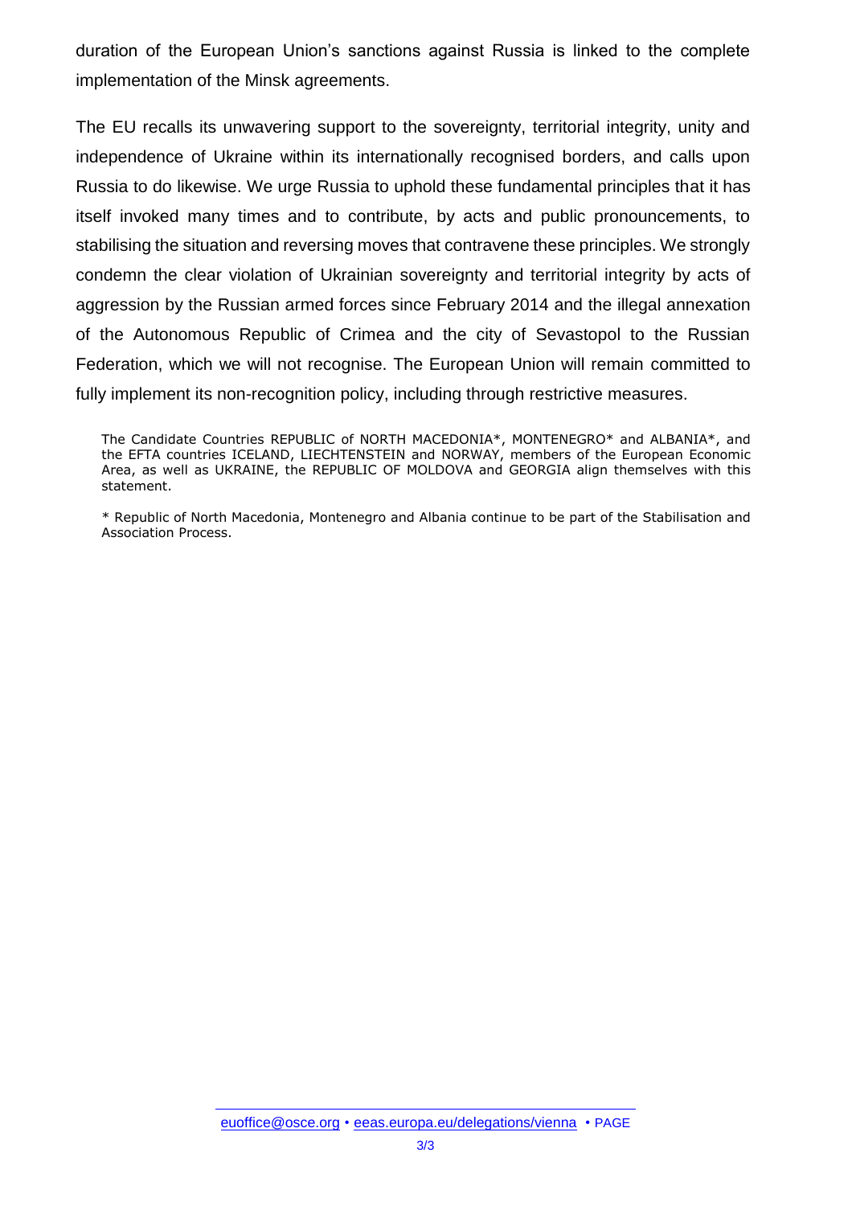duration of the European Union's sanctions against Russia is linked to the complete implementation of the Minsk agreements.

The EU recalls its unwavering support to the sovereignty, territorial integrity, unity and independence of Ukraine within its internationally recognised borders, and calls upon Russia to do likewise. We urge Russia to uphold these fundamental principles that it has itself invoked many times and to contribute, by acts and public pronouncements, to stabilising the situation and reversing moves that contravene these principles. We strongly condemn the clear violation of Ukrainian sovereignty and territorial integrity by acts of aggression by the Russian armed forces since February 2014 and the illegal annexation of the Autonomous Republic of Crimea and the city of Sevastopol to the Russian Federation, which we will not recognise. The European Union will remain committed to fully implement its non-recognition policy, including through restrictive measures.

The Candidate Countries REPUBLIC of NORTH MACEDONIA*, MONTENEGRO* and ALBANIA*, and the EFTA countries ICELAND, LIECHTENSTEIN and NORWAY, members of the European Economic Area, as well as UKRAINE, the REPUBLIC OF MOLDOVA and GEORGIA align themselves with this statement.

* Republic of North Macedonia, Montenegro and Albania continue to be part of the Stabilisation and Association Process.

euoffice@osce.org • eeas.europa.eu/delegations/vienna